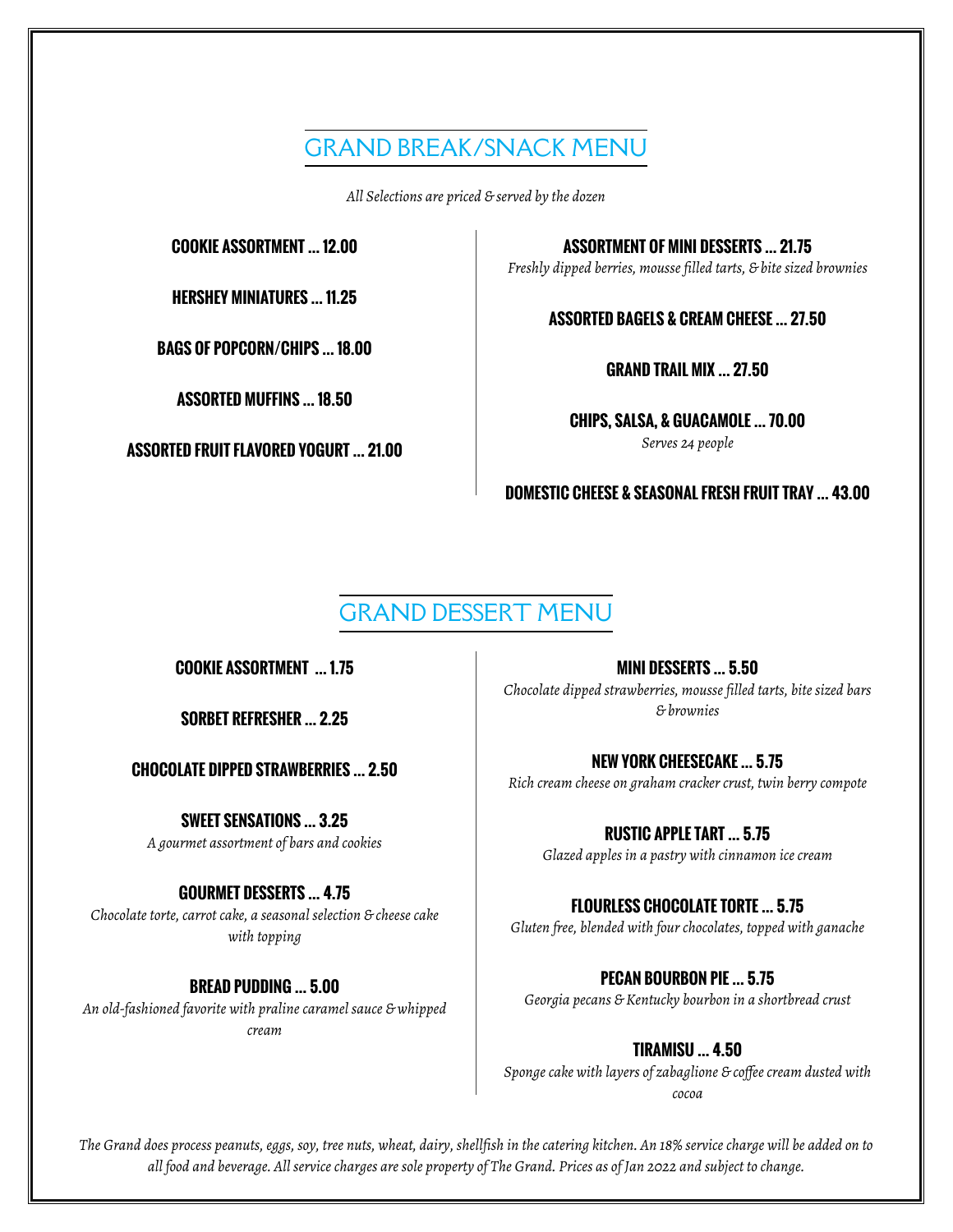# GRAND BREAK/SNACK MENU

*All Selections are priced & served by the dozen*

**COOKIE ASSORTMENT ... 12.00**

**HERSHEY MINIATURES ... 11.25**

**BAGS OF POPCORN/CHIPS ... 18.00**

**ASSORTED MUFFINS ... 18.50**

**ASSORTED FRUIT FLAVORED YOGURT ... 21.00**

**ASSORTMENT OF MINI DESSERTS ... 21.75**
*Freshly dipped berries, mousse filled tarts, & bite sized brownies*

**ASSORTED BAGELS & CREAM CHEESE ... 27.50**

**GRAND TRAIL MIX ... 27.50**

**CHIPS, SALSA, & GUACAMOLE ... 70.00**
*Serves 24 people*

**DOMESTIC CHEESE & SEASONAL FRESH FRUIT TRAY ... 43.00**

# GRAND DESSERT MENU

**COOKIE ASSORTMENT ... 1.75**

**SORBET REFRESHER ... 2.25**

**CHOCOLATE DIPPED STRAWBERRIES ... 2.50**

**SWEET SENSATIONS ... 3.25**
*A gourmet assortment of bars and cookies*

**GOURMET DESSERTS ... 4.75**
*Chocolate torte, carrot cake, a seasonal selection & cheese cake with topping*

**BREAD PUDDING ... 5.00**
*An old-fashioned favorite with praline caramel sauce & whipped cream*

**MINI DESSERTS ... 5.50**
*Chocolate dipped strawberries, mousse filled tarts, bite sized bars & brownies*

**NEW YORK CHEESECAKE ... 5.75**
*Rich cream cheese on graham cracker crust, twin berry compote*

**RUSTIC APPLE TART ... 5.75**
*Glazed apples in a pastry with cinnamon ice cream*

**FLOURLESS CHOCOLATE TORTE ... 5.75**
*Gluten free, blended with four chocolates, topped with ganache*

**PECAN BOURBON PIE ... 5.75**
*Georgia pecans & Kentucky bourbon in a shortbread crust*

**TIRAMISU ... 4.50**
*Sponge cake with layers of zabaglione & coffee cream dusted with cocoa*

*The Grand does process peanuts, eggs, soy, tree nuts, wheat, dairy, shellfish in the catering kitchen. An 18% service charge will be added on to all food and beverage. All service charges are sole property of The Grand. Prices as of Jan 2022 and subject to change.*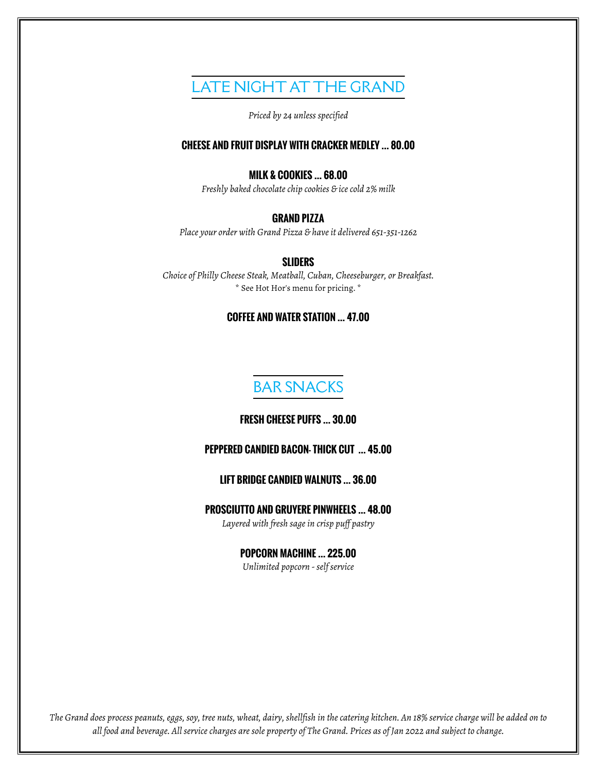# LATE NIGHT AT THE GRAND

*Priced by 24 unless specified*

**CHEESE AND FRUIT DISPLAY WITH CRACKER MEDLEY ... 80.00**

**MILK & COOKIES ... 68.00**

*Freshly baked chocolate chip cookies & ice cold 2% milk*

**GRAND PIZZA**

*Place your order with Grand Pizza & have it delivered 651-351-1262*

**SLIDERS**

*Choice of Philly Cheese Steak, Meatball, Cuban, Cheeseburger, or Breakfast.*

* See Hot Hor's menu for pricing. *

**COFFEE AND WATER STATION ... 47.00**

# BAR SNACKS

**FRESH CHEESE PUFFS ... 30.00**

**PEPPERED CANDIED BACON- THICK CUT ... 45.00**

**LIFT BRIDGE CANDIED WALNUTS ... 36.00**

**PROSCIUTTO AND GRUYERE PINWHEELS ... 48.00**

*Layered with fresh sage in crisp puff pastry*

**POPCORN MACHINE ... 225.00**

*Unlimited popcorn - self service*

*The Grand does process peanuts, eggs, soy, tree nuts, wheat, dairy, shellfish in the catering kitchen. An 18% service charge will be added on to all food and beverage. All service charges are sole property of The Grand. Prices as of Jan 2022 and subject to change.*